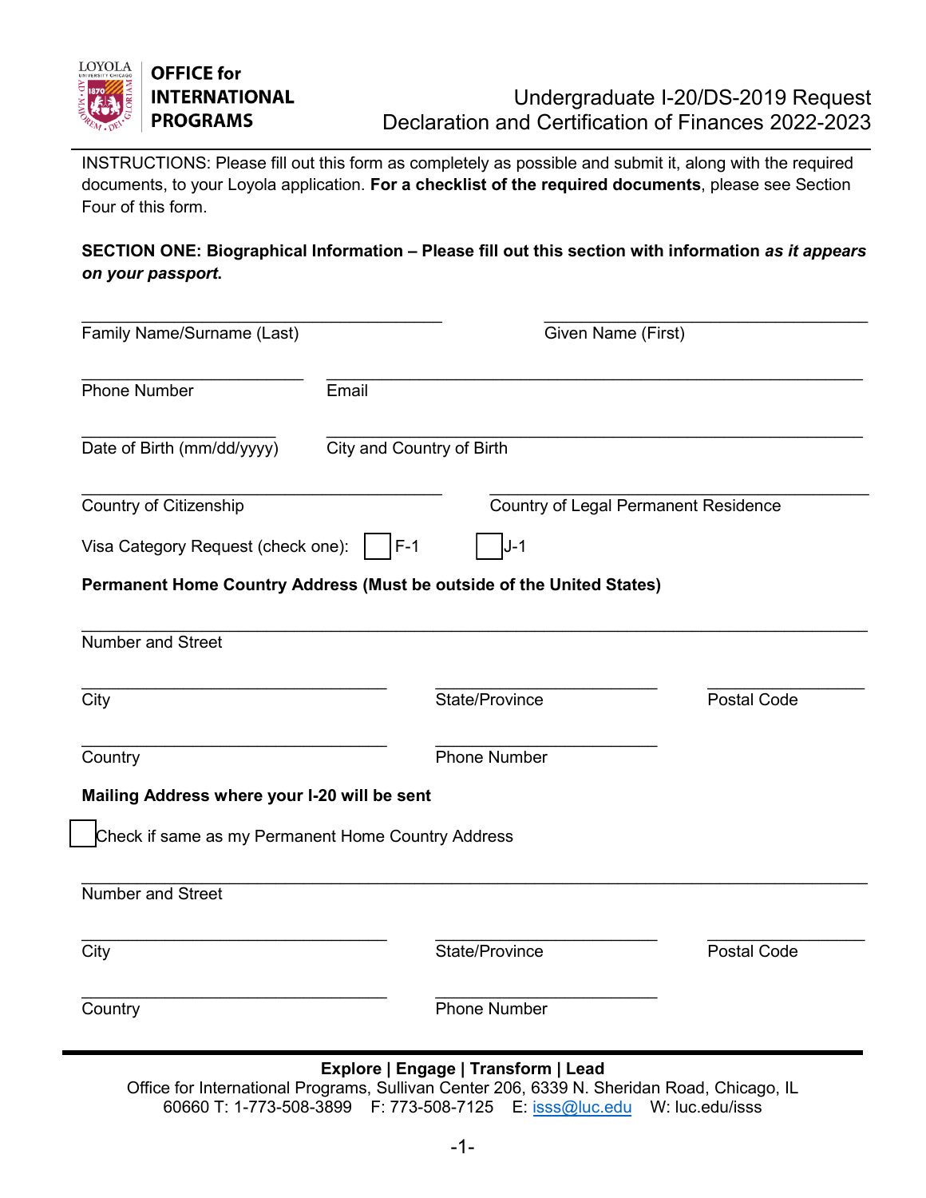**OFFICE for INTERNATIONAL PROGRAMS**

# Undergraduate I-20/DS-2019 Request Declaration and Certification of Finances 2022-2023

INSTRUCTIONS: Please fill out this form as completely as possible and submit it, along with the required documents, to your Loyola application. **For a checklist of the required documents**, please see Section Four of this form.

**SECTION ONE: Biographical Information – Please fill out this section with information *as it appears on your passport.***

\_\_\_\_\_\_\_\_\_\_\_\_\_\_\_\_\_\_\_\_\_\_\_\_\_\_\_\_\_\_\_\_ \_\_\_\_\_\_\_\_\_\_\_\_\_\_\_\_\_\_\_\_\_\_\_\_\_\_\_\_\_\_\_\_
Family Name/Surname (Last) Given Name (First)

\_\_\_\_\_\_\_\_\_\_\_\_\_\_\_\_\_\_\_\_ \_\_\_\_\_\_\_\_\_\_\_\_\_\_\_\_\_\_\_\_\_\_\_\_\_\_\_\_\_\_\_\_\_\_\_\_\_\_\_\_\_\_\_\_
Phone Number Email

\_\_\_\_\_\_\_\_\_\_\_\_\_\_\_\_\_\_ \_\_\_\_\_\_\_\_\_\_\_\_\_\_\_\_\_\_\_\_\_\_\_\_\_\_\_\_\_\_\_\_\_\_\_\_\_\_\_\_\_\_\_\_
Date of Birth (mm/dd/yyyy) City and Country of Birth

\_\_\_\_\_\_\_\_\_\_\_\_\_\_\_\_\_\_\_\_\_\_\_\_\_\_\_\_\_\_\_\_ \_\_\_\_\_\_\_\_\_\_\_\_\_\_\_\_\_\_\_\_\_\_\_\_\_\_\_\_\_\_\_\_
Country of Citizenship Country of Legal Permanent Residence

Visa Category Request (check one): ☐ F-1 ☐ J-1

**Permanent Home Country Address (Must be outside of the United States)**

\_\_\_\_\_\_\_\_\_\_\_\_\_\_\_\_\_\_\_\_\_\_\_\_\_\_\_\_\_\_\_\_\_\_\_\_\_\_\_\_\_\_\_\_\_\_\_\_\_\_\_\_\_\_\_\_\_\_\_\_\_\_\_\_
Number and Street

\_\_\_\_\_\_\_\_\_\_\_\_\_\_\_\_\_\_\_\_\_\_\_\_\_\_ \_\_\_\_\_\_\_\_\_\_\_\_\_\_\_\_\_\_\_\_ \_\_\_\_\_\_\_\_\_\_\_\_\_\_
City State/Province Postal Code

\_\_\_\_\_\_\_\_\_\_\_\_\_\_\_\_\_\_\_\_\_\_\_\_\_\_ \_\_\_\_\_\_\_\_\_\_\_\_\_\_\_\_\_\_\_\_
Country Phone Number

**Mailing Address where your I-20 will be sent**

☐ Check if same as my Permanent Home Country Address

\_\_\_\_\_\_\_\_\_\_\_\_\_\_\_\_\_\_\_\_\_\_\_\_\_\_\_\_\_\_\_\_\_\_\_\_\_\_\_\_\_\_\_\_\_\_\_\_\_\_\_\_\_\_\_\_\_\_\_\_\_\_\_\_
Number and Street

\_\_\_\_\_\_\_\_\_\_\_\_\_\_\_\_\_\_\_\_\_\_\_\_\_\_ \_\_\_\_\_\_\_\_\_\_\_\_\_\_\_\_\_\_\_\_ \_\_\_\_\_\_\_\_\_\_\_\_\_\_
City State/Province Postal Code

\_\_\_\_\_\_\_\_\_\_\_\_\_\_\_\_\_\_\_\_\_\_\_\_\_\_ \_\_\_\_\_\_\_\_\_\_\_\_\_\_\_\_\_\_\_\_
Country Phone Number

**Explore | Engage | Transform | Lead**
Office for International Programs, Sullivan Center 206, 6339 N. Sheridan Road, Chicago, IL 60660 T: 1-773-508-3899 F: 773-508-7125 E: isss@luc.edu W: luc.edu/isss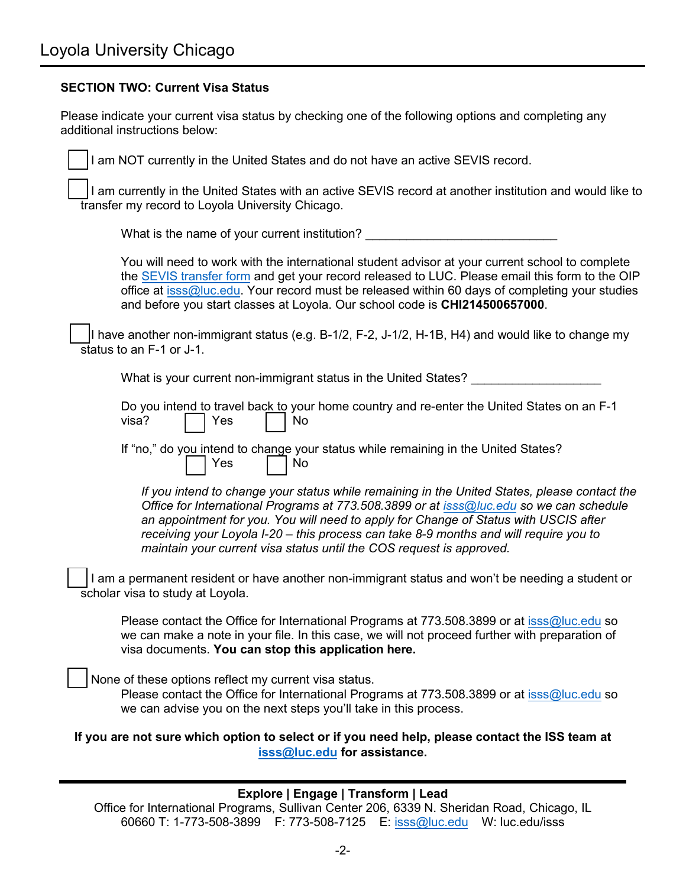## SECTION TWO: Current Visa Status

Please indicate your current visa status by checking one of the following options and completing any additional instructions below:

- [ ] I am NOT currently in the United States and do not have an active SEVIS record.

- [ ] I am currently in the United States with an active SEVIS record at another institution and would like to transfer my record to Loyola University Chicago.

  What is the name of your current institution? ____________________________

  You will need to work with the international student advisor at your current school to complete the SEVIS transfer form and get your record released to LUC. Please email this form to the OIP office at isss@luc.edu. Your record must be released within 60 days of completing your studies and before you start classes at Loyola. Our school code is **CHI214500657000**.

- [ ] I have another non-immigrant status (e.g. B-1/2, F-2, J-1/2, H-1B, H4) and would like to change my status to an F-1 or J-1.

  What is your current non-immigrant status in the United States? ___________________

  Do you intend to travel back to your home country and re-enter the United States on an F-1 visa? ☐ Yes ☐ No

  If "no," do you intend to change your status while remaining in the United States? ☐ Yes ☐ No

  *If you intend to change your status while remaining in the United States, please contact the Office for International Programs at 773.508.3899 or at isss@luc.edu so we can schedule an appointment for you. You will need to apply for Change of Status with USCIS after receiving your Loyola I-20 – this process can take 8-9 months and will require you to maintain your current visa status until the COS request is approved.*

- [ ] I am a permanent resident or have another non-immigrant status and won't be needing a student or scholar visa to study at Loyola.

  Please contact the Office for International Programs at 773.508.3899 or at isss@luc.edu so we can make a note in your file. In this case, we will not proceed further with preparation of visa documents. **You can stop this application here.**

- [ ] None of these options reflect my current visa status.

  Please contact the Office for International Programs at 773.508.3899 or at isss@luc.edu so we can advise you on the next steps you'll take in this process.

**If you are not sure which option to select or if you need help, please contact the ISS team at isss@luc.edu for assistance.**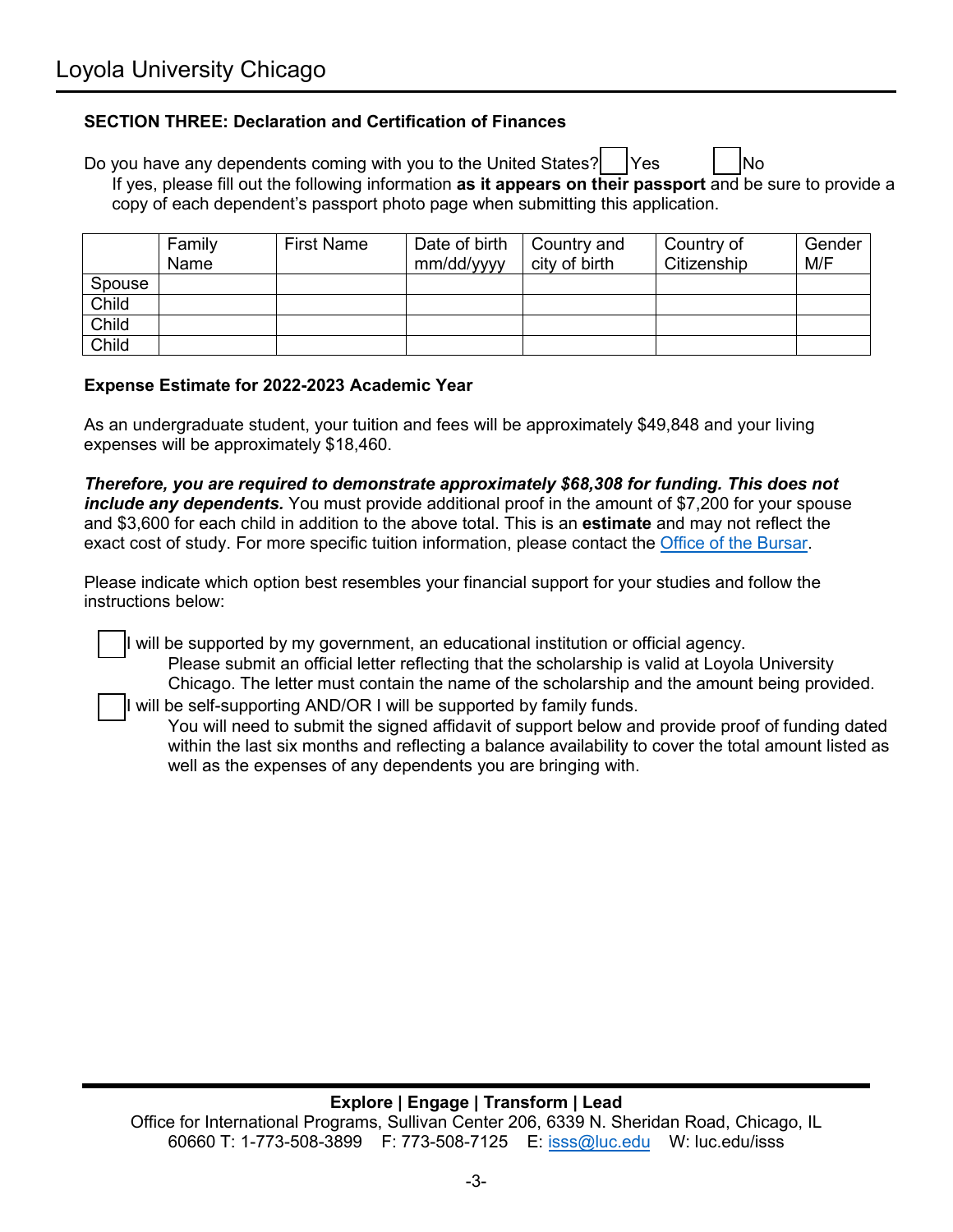Loyola University Chicago

### SECTION THREE: Declaration and Certification of Finances

Do you have any dependents coming with you to the United States? ☐ Yes ☐ No

If yes, please fill out the following information **as it appears on their passport** and be sure to provide a copy of each dependent's passport photo page when submitting this application.

| | Family Name | First Name | Date of birth mm/dd/yyyy | Country and city of birth | Country of Citizenship | Gender M/F |
|---|---|---|---|---|---|---|
| Spouse | | | | | | |
| Child | | | | | | |
| Child | | | | | | |
| Child | | | | | | |

### Expense Estimate for 2022-2023 Academic Year

As an undergraduate student, your tuition and fees will be approximately $49,848 and your living expenses will be approximately $18,460.

***Therefore, you are required to demonstrate approximately $68,308 for funding. This does not include any dependents.*** You must provide additional proof in the amount of $7,200 for your spouse and $3,600 for each child in addition to the above total. This is an **estimate** and may not reflect the exact cost of study. For more specific tuition information, please contact the Office of the Bursar.

Please indicate which option best resembles your financial support for your studies and follow the instructions below:

☐ I will be supported by my government, an educational institution or official agency.
Please submit an official letter reflecting that the scholarship is valid at Loyola University Chicago. The letter must contain the name of the scholarship and the amount being provided.

☐ I will be self-supporting AND/OR I will be supported by family funds.
You will need to submit the signed affidavit of support below and provide proof of funding dated within the last six months and reflecting a balance availability to cover the total amount listed as well as the expenses of any dependents you are bringing with.

**Explore | Engage | Transform | Lead**
Office for International Programs, Sullivan Center 206, 6339 N. Sheridan Road, Chicago, IL 60660 T: 1-773-508-3899 F: 773-508-7125 E: isss@luc.edu W: luc.edu/isss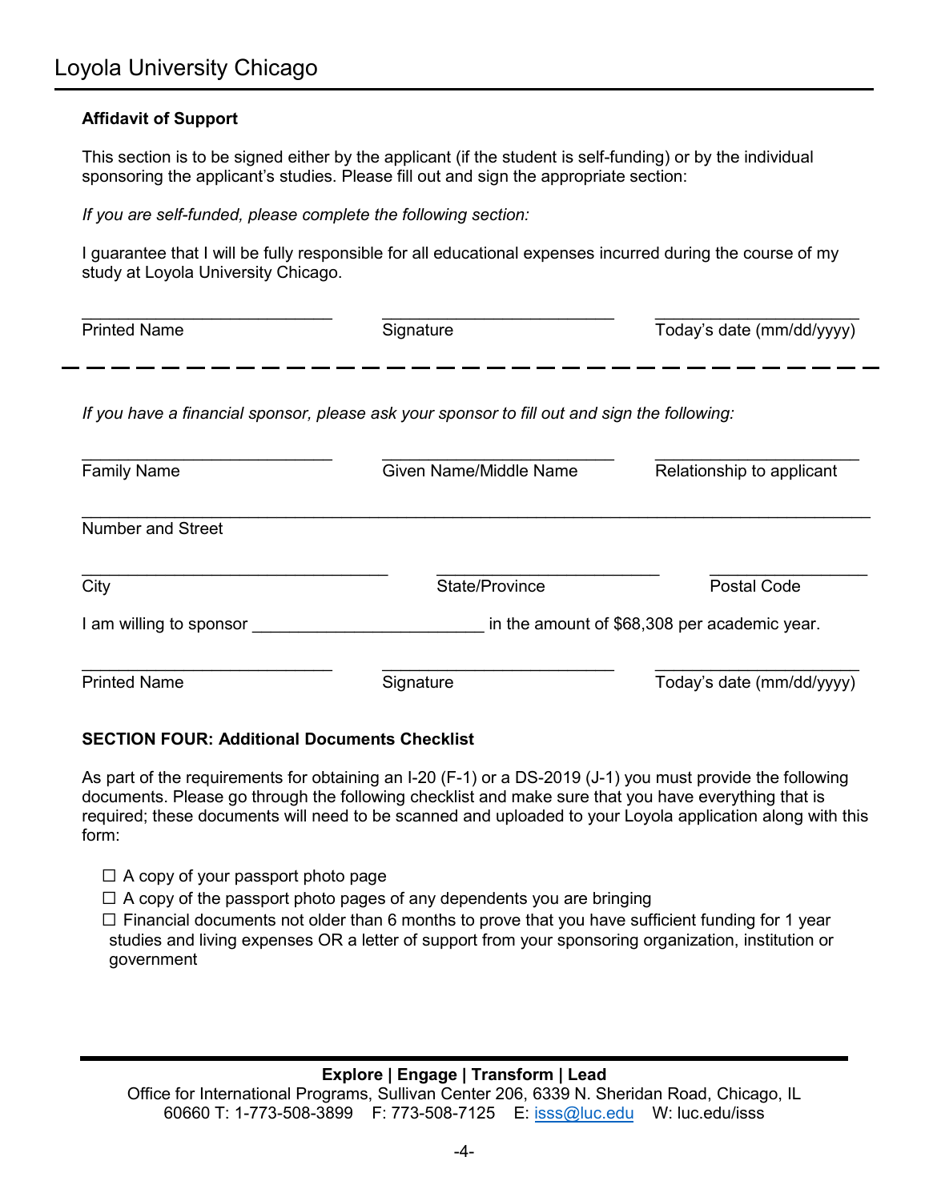**Affidavit of Support**

This section is to be signed either by the applicant (if the student is self-funding) or by the individual sponsoring the applicant's studies. Please fill out and sign the appropriate section:

*If you are self-funded, please complete the following section:*

I guarantee that I will be fully responsible for all educational expenses incurred during the course of my study at Loyola University Chicago.

| | | |
|---|---|---|
| ___________________________ | ___________________________ | ___________________________ |
| Printed Name | Signature | Today's date (mm/dd/yyyy) |

---

*If you have a financial sponsor, please ask your sponsor to fill out and sign the following:*

| | | |
|---|---|---|
| ___________________________ | ___________________________ | ___________________________ |
| Family Name | Given Name/Middle Name | Relationship to applicant |

_____________________________________________________________________________

Number and Street

| | | |
|---|---|---|
| ___________________________ | ___________________________ | ___________________________ |
| City | State/Province | Postal Code |

I am willing to sponsor _________________________ in the amount of $68,308 per academic year.

| | | |
|---|---|---|
| ___________________________ | ___________________________ | ___________________________ |
| Printed Name | Signature | Today's date (mm/dd/yyyy) |

**SECTION FOUR: Additional Documents Checklist**

As part of the requirements for obtaining an I-20 (F-1) or a DS-2019 (J-1) you must provide the following documents. Please go through the following checklist and make sure that you have everything that is required; these documents will need to be scanned and uploaded to your Loyola application along with this form:

- ☐ A copy of your passport photo page
- ☐ A copy of the passport photo pages of any dependents you are bringing
- ☐ Financial documents not older than 6 months to prove that you have sufficient funding for 1 year studies and living expenses OR a letter of support from your sponsoring organization, institution or government

**Explore | Engage | Transform | Lead**

Office for International Programs, Sullivan Center 206, 6339 N. Sheridan Road, Chicago, IL 60660 T: 1-773-508-3899 F: 773-508-7125 E: isss@luc.edu W: luc.edu/isss